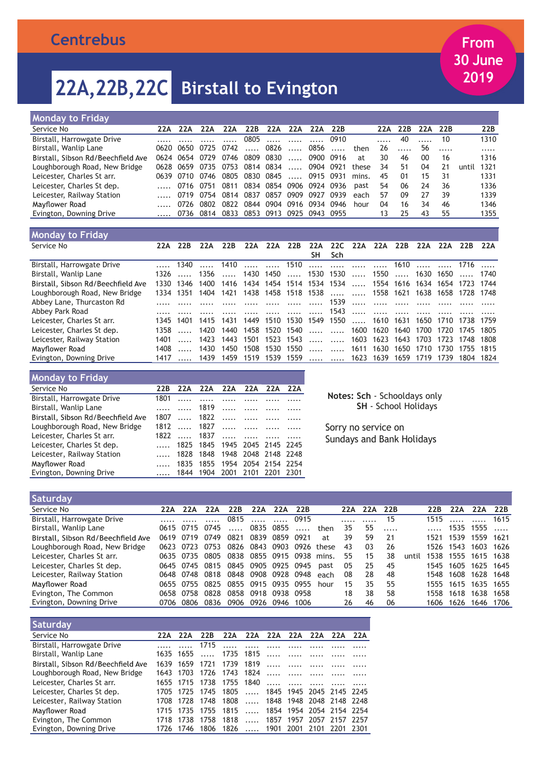# Centrebus

**From 30 June 2019**

## 22A,22B,22C Birstall to Evington

### Monday to Friday

| Service No | 22A | 22A | 22A | 22A | 22B | 22A | 22A | 22A | 22B | | 22A | 22B | 22A | 22B | | 22B |
|---|---|---|---|---|---|---|---|---|---|---|---|---|---|---|---|---|
| Birstall, Harrowgate Drive | ..... | ..... | ..... | ..... | 0805 | ..... | ..... | ..... | 0910 | | ..... | 40 | ..... | 10 | | 1310 |
| Birstall, Wanlip Lane | 0620 | 0650 | 0725 | 0742 | ..... | 0826 | ..... | 0856 | ..... | then | 26 | ..... | 56 | ..... | | ..... |
| Birstall, Sibson Rd/Beechfield Ave | 0624 | 0654 | 0729 | 0746 | 0809 | 0830 | ..... | 0900 | 0916 | at | 30 | 46 | 00 | 16 | | 1316 |
| Loughborough Road, New Bridge | 0628 | 0659 | 0735 | 0753 | 0814 | 0834 | ..... | 0904 | 0921 | these | 34 | 51 | 04 | 21 | until | 1321 |
| Leicester, Charles St arr. | 0639 | 0710 | 0746 | 0805 | 0830 | 0845 | ..... | 0915 | 0931 | mins. | 45 | 01 | 15 | 31 | | 1331 |
| Leicester, Charles St dep. | ..... | 0716 | 0751 | 0811 | 0834 | 0854 | 0906 | 0924 | 0936 | past | 54 | 06 | 24 | 36 | | 1336 |
| Leicester, Railway Station | ..... | 0719 | 0754 | 0814 | 0837 | 0857 | 0909 | 0927 | 0939 | each | 57 | 09 | 27 | 39 | | 1339 |
| Mayflower Road | ..... | 0726 | 0802 | 0822 | 0844 | 0904 | 0916 | 0934 | 0946 | hour | 04 | 16 | 34 | 46 | | 1346 |
| Evington, Downing Drive | ..... | 0736 | 0814 | 0833 | 0853 | 0913 | 0925 | 0943 | 0955 | | 13 | 25 | 43 | 55 | | 1355 |

### Monday to Friday

| Service No | 22A | 22B | 22A | 22B | 22A | 22A | 22B | 22A SH | 22C Sch | 22A | 22A | 22B | 22A | 22A | 22B | 22A |
|---|---|---|---|---|---|---|---|---|---|---|---|---|---|---|---|---|
| Birstall, Harrowgate Drive | ..... | 1340 | ..... | 1410 | ..... | ..... | 1510 | ..... | ..... | ..... | ..... | 1610 | ..... | ..... | 1716 | ..... |
| Birstall, Wanlip Lane | 1326 | ..... | 1356 | ..... | 1430 | 1450 | ..... | 1530 | 1530 | ..... | 1550 | ..... | 1630 | 1650 | ..... | 1740 |
| Birstall, Sibson Rd/Beechfield Ave | 1330 | 1346 | 1400 | 1416 | 1434 | 1454 | 1514 | 1534 | 1534 | ..... | 1554 | 1616 | 1634 | 1654 | 1723 | 1744 |
| Loughborough Road, New Bridge | 1334 | 1351 | 1404 | 1421 | 1438 | 1458 | 1518 | 1538 | ..... | ..... | 1558 | 1621 | 1638 | 1658 | 1728 | 1748 |
| Abbey Lane, Thurcaston Rd | ..... | ..... | ..... | ..... | ..... | ..... | ..... | ..... | 1539 | ..... | ..... | ..... | ..... | ..... | ..... | ..... |
| Abbey Park Road | ..... | ..... | ..... | ..... | ..... | ..... | ..... | ..... | 1543 | ..... | ..... | ..... | ..... | ..... | ..... | ..... |
| Leicester, Charles St arr. | 1345 | 1401 | 1415 | 1431 | 1449 | 1510 | 1530 | 1549 | 1550 | ..... | 1610 | 1631 | 1650 | 1710 | 1738 | 1759 |
| Leicester, Charles St dep. | 1358 | ..... | 1420 | 1440 | 1458 | 1520 | 1540 | ..... | ..... | 1600 | 1620 | 1640 | 1700 | 1720 | 1745 | 1805 |
| Leicester, Railway Station | 1401 | ..... | 1423 | 1443 | 1501 | 1523 | 1543 | ..... | ..... | 1603 | 1623 | 1643 | 1703 | 1723 | 1748 | 1808 |
| Mayflower Road | 1408 | ..... | 1430 | 1450 | 1508 | 1530 | 1550 | ..... | ..... | 1611 | 1630 | 1650 | 1710 | 1730 | 1755 | 1815 |
| Evington, Downing Drive | 1417 | ..... | 1439 | 1459 | 1519 | 1539 | 1559 | ..... | ..... | 1623 | 1639 | 1659 | 1719 | 1739 | 1804 | 1824 |

### Monday to Friday

| Service No | 22B | 22A | 22A | 22A | 22A | 22A | 22A |
|---|---|---|---|---|---|---|---|
| Birstall, Harrowgate Drive | 1801 | ..... | ..... | ..... | ..... | ..... | ..... |
| Birstall, Wanlip Lane | ..... | ..... | 1819 | ..... | ..... | ..... | ..... |
| Birstall, Sibson Rd/Beechfield Ave | 1807 | ..... | 1822 | ..... | ..... | ..... | ..... |
| Loughborough Road, New Bridge | 1812 | ..... | 1827 | ..... | ..... | ..... | ..... |
| Leicester, Charles St arr. | 1822 | ..... | 1837 | ..... | ..... | ..... | ..... |
| Leicester, Charles St dep. | ..... | 1825 | 1845 | 1945 | 2045 | 2145 | 2245 |
| Leicester, Railway Station | ..... | 1828 | 1848 | 1948 | 2048 | 2148 | 2248 |
| Mayflower Road | ..... | 1835 | 1855 | 1954 | 2054 | 2154 | 2254 |
| Evington, Downing Drive | ..... | 1844 | 1904 | 2001 | 2101 | 2201 | 2301 |

**Notes: Sch** - Schooldays only
**SH** - School Holidays

Sorry no service on Sundays and Bank Holidays

### Saturday

| Service No | 22A | 22A | 22A | 22B | 22A | 22A | 22B | | 22A | 22A | 22B | | 22B | 22A | 22A | 22B |
|---|---|---|---|---|---|---|---|---|---|---|---|---|---|---|---|---|
| Birstall, Harrowgate Drive | ..... | ..... | ..... | 0815 | ..... | ..... | 0915 | | ..... | ..... | 15 | | 1515 | ..... | ..... | 1615 |
| Birstall, Wanlip Lane | 0615 | 0715 | 0745 | ..... | 0835 | 0855 | ..... | then | 35 | 55 | ..... | | ..... | 1535 | 1555 | ..... |
| Birstall, Sibson Rd/Beechfield Ave | 0619 | 0719 | 0749 | 0821 | 0839 | 0859 | 0921 | at | 39 | 59 | 21 | | 1521 | 1539 | 1559 | 1621 |
| Loughborough Road, New Bridge | 0623 | 0723 | 0753 | 0826 | 0843 | 0903 | 0926 | these | 43 | 03 | 26 | | 1526 | 1543 | 1603 | 1626 |
| Leicester, Charles St arr. | 0635 | 0735 | 0805 | 0838 | 0855 | 0915 | 0938 | mins. | 55 | 15 | 38 | until | 1538 | 1555 | 1615 | 1638 |
| Leicester, Charles St dep. | 0645 | 0745 | 0815 | 0845 | 0905 | 0925 | 0945 | past | 05 | 25 | 45 | | 1545 | 1605 | 1625 | 1645 |
| Leicester, Railway Station | 0648 | 0748 | 0818 | 0848 | 0908 | 0928 | 0948 | each | 08 | 28 | 48 | | 1548 | 1608 | 1628 | 1648 |
| Mayflower Road | 0655 | 0755 | 0825 | 0855 | 0915 | 0935 | 0955 | hour | 15 | 35 | 55 | | 1555 | 1615 | 1635 | 1655 |
| Evington, The Common | 0658 | 0758 | 0828 | 0858 | 0918 | 0938 | 0958 | | 18 | 38 | 58 | | 1558 | 1618 | 1638 | 1658 |
| Evington, Downing Drive | 0706 | 0806 | 0836 | 0906 | 0926 | 0946 | 1006 | | 26 | 46 | 06 | | 1606 | 1626 | 1646 | 1706 |

### Saturday

| Service No | 22A | 22A | 22B | 22A | 22A | 22A | 22A | 22A | 22A | 22A |
|---|---|---|---|---|---|---|---|---|---|---|
| Birstall, Harrowgate Drive | ..... | ..... | 1715 | ..... | ..... | ..... | ..... | ..... | ..... | ..... |
| Birstall, Wanlip Lane | 1635 | 1655 | ..... | 1735 | 1815 | ..... | ..... | ..... | ..... | ..... |
| Birstall, Sibson Rd/Beechfield Ave | 1639 | 1659 | 1721 | 1739 | 1819 | ..... | ..... | ..... | ..... | ..... |
| Loughborough Road, New Bridge | 1643 | 1703 | 1726 | 1743 | 1824 | ..... | ..... | ..... | ..... | ..... |
| Leicester, Charles St arr. | 1655 | 1715 | 1738 | 1755 | 1840 | ..... | ..... | ..... | ..... | ..... |
| Leicester, Charles St dep. | 1705 | 1725 | 1745 | 1805 | ..... | 1845 | 1945 | 2045 | 2145 | 2245 |
| Leicester, Railway Station | 1708 | 1728 | 1748 | 1808 | ..... | 1848 | 1948 | 2048 | 2148 | 2248 |
| Mayflower Road | 1715 | 1735 | 1755 | 1815 | ..... | 1854 | 1954 | 2054 | 2154 | 2254 |
| Evington, The Common | 1718 | 1738 | 1758 | 1818 | ..... | 1857 | 1957 | 2057 | 2157 | 2257 |
| Evington, Downing Drive | 1726 | 1746 | 1806 | 1826 | ..... | 1901 | 2001 | 2101 | 2201 | 2301 |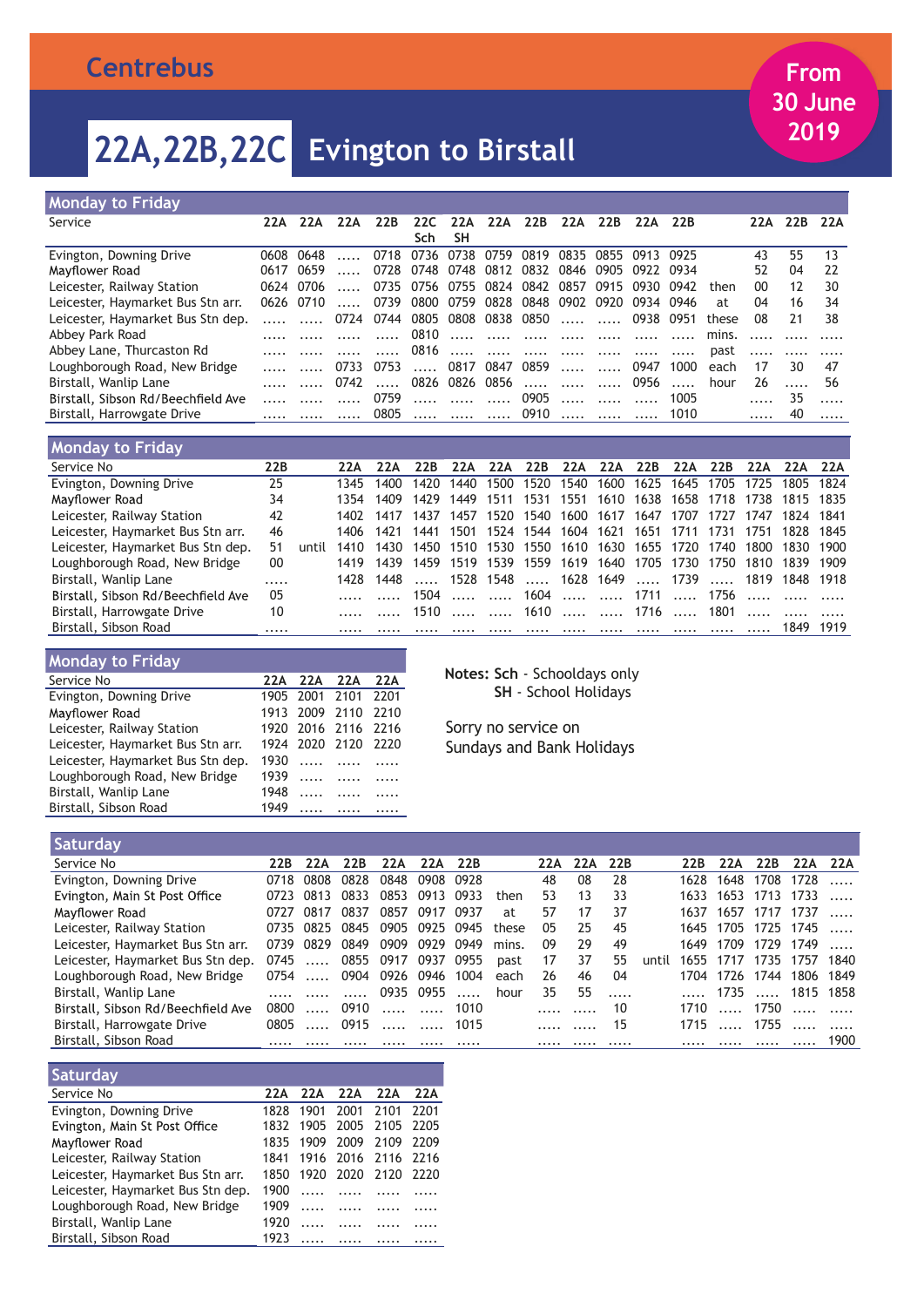# Centrebus

## 22A,22B,22C Evington to Birstall

**From 30 June 2019**

### Monday to Friday

| Service | 22A | 22A | 22A | 22B | 22C Sch | 22A SH | 22A | 22B | 22A | 22B | 22A | 22B | | 22A | 22B | 22A |
|---|---|---|---|---|---|---|---|---|---|---|---|---|---|---|---|---|
| Evington, Downing Drive | 0608 | 0648 | ..... | 0718 | 0736 | 0738 | 0759 | 0819 | 0835 | 0855 | 0913 | 0925 | | 43 | 55 | 13 |
| Mayflower Road | 0617 | 0659 | ..... | 0728 | 0748 | 0748 | 0812 | 0832 | 0846 | 0905 | 0922 | 0934 | | 52 | 04 | 22 |
| Leicester, Railway Station | 0624 | 0706 | ..... | 0735 | 0756 | 0755 | 0824 | 0842 | 0857 | 0915 | 0930 | 0942 | then | 00 | 12 | 30 |
| Leicester, Haymarket Bus Stn arr. | 0626 | 0710 | ..... | 0739 | 0800 | 0759 | 0828 | 0848 | 0902 | 0920 | 0934 | 0946 | at | 04 | 16 | 34 |
| Leicester, Haymarket Bus Stn dep. | ..... | ..... | 0724 | 0744 | 0805 | 0808 | 0838 | 0850 | ..... | ..... | 0938 | 0951 | these | 08 | 21 | 38 |
| Abbey Park Road | ..... | ..... | ..... | ..... | 0810 | ..... | ..... | ..... | ..... | ..... | ..... | ..... | mins. | ..... | ..... | ..... |
| Abbey Lane, Thurcaston Rd | ..... | ..... | ..... | ..... | 0816 | ..... | ..... | ..... | ..... | ..... | ..... | ..... | past | ..... | ..... | ..... |
| Loughborough Road, New Bridge | ..... | ..... | 0733 | 0753 | ..... | 0817 | 0847 | 0859 | ..... | ..... | 0947 | 1000 | each | 17 | 30 | 47 |
| Birstall, Wanlip Lane | ..... | ..... | 0742 | ..... | 0826 | 0826 | 0856 | ..... | ..... | ..... | 0956 | ..... | hour | 26 | ..... | 56 |
| Birstall, Sibson Rd/Beechfield Ave | ..... | ..... | ..... | 0759 | ..... | ..... | ..... | 0905 | ..... | ..... | ..... | 1005 | | ..... | 35 | ..... |
| Birstall, Harrowgate Drive | ..... | ..... | ..... | 0805 | ..... | ..... | ..... | 0910 | ..... | ..... | ..... | 1010 | | ..... | 40 | ..... |

### Monday to Friday

| Service No | 22B | | 22A | 22A | 22B | 22A | 22A | 22B | 22A | 22A | 22B | 22A | 22B | 22A | 22A | 22A |
|---|---|---|---|---|---|---|---|---|---|---|---|---|---|---|---|---|
| Evington, Downing Drive | 25 | | 1345 | 1400 | 1420 | 1440 | 1500 | 1520 | 1540 | 1600 | 1625 | 1645 | 1705 | 1725 | 1805 | 1824 |
| Mayflower Road | 34 | | 1354 | 1409 | 1429 | 1449 | 1511 | 1531 | 1551 | 1610 | 1638 | 1658 | 1718 | 1738 | 1815 | 1835 |
| Leicester, Railway Station | 42 | | 1402 | 1417 | 1437 | 1457 | 1520 | 1540 | 1600 | 1617 | 1647 | 1707 | 1727 | 1747 | 1824 | 1841 |
| Leicester, Haymarket Bus Stn arr. | 46 | | 1406 | 1421 | 1441 | 1501 | 1524 | 1544 | 1604 | 1621 | 1651 | 1711 | 1731 | 1751 | 1828 | 1845 |
| Leicester, Haymarket Bus Stn dep. | 51 | until | 1410 | 1430 | 1450 | 1510 | 1530 | 1550 | 1610 | 1630 | 1655 | 1720 | 1740 | 1800 | 1830 | 1900 |
| Loughborough Road, New Bridge | 00 | | 1419 | 1439 | 1459 | 1519 | 1539 | 1559 | 1619 | 1640 | 1705 | 1730 | 1750 | 1810 | 1839 | 1909 |
| Birstall, Wanlip Lane | ..... | | 1428 | 1448 | ..... | 1528 | 1548 | ..... | 1628 | 1649 | ..... | 1739 | ..... | 1819 | 1848 | 1918 |
| Birstall, Sibson Rd/Beechfield Ave | 05 | | ..... | ..... | 1504 | ..... | ..... | 1604 | ..... | ..... | 1711 | ..... | 1756 | ..... | ..... | ..... |
| Birstall, Harrowgate Drive | 10 | | ..... | ..... | 1510 | ..... | ..... | 1610 | ..... | ..... | 1716 | ..... | 1801 | ..... | ..... | ..... |
| Birstall, Sibson Road | ..... | | ..... | ..... | ..... | ..... | ..... | ..... | ..... | ..... | ..... | ..... | ..... | ..... | 1849 | 1919 |

### Monday to Friday

| Service No | 22A | 22A | 22A | 22A |
|---|---|---|---|---|
| Evington, Downing Drive | 1905 | 2001 | 2101 | 2201 |
| Mayflower Road | 1913 | 2009 | 2110 | 2210 |
| Leicester, Railway Station | 1920 | 2016 | 2116 | 2216 |
| Leicester, Haymarket Bus Stn arr. | 1924 | 2020 | 2120 | 2220 |
| Leicester, Haymarket Bus Stn dep. | 1930 | ..... | ..... | ..... |
| Loughborough Road, New Bridge | 1939 | ..... | ..... | ..... |
| Birstall, Wanlip Lane | 1948 | ..... | ..... | ..... |
| Birstall, Sibson Road | 1949 | ..... | ..... | ..... |

**Notes: Sch** - Schooldays only
**SH** - School Holidays

Sorry no service on Sundays and Bank Holidays

### Saturday

| Service No | 22B | 22A | 22B | 22A | 22A | 22B | | 22A | 22A | 22B | | 22B | 22A | 22B | 22A | 22A |
|---|---|---|---|---|---|---|---|---|---|---|---|---|---|---|---|---|
| Evington, Downing Drive | 0718 | 0808 | 0828 | 0848 | 0908 | 0928 | | 48 | 08 | 28 | | 1628 | 1648 | 1708 | 1728 | ..... |
| Evington, Main St Post Office | 0723 | 0813 | 0833 | 0853 | 0913 | 0933 | then | 53 | 13 | 33 | | 1633 | 1653 | 1713 | 1733 | ..... |
| Mayflower Road | 0727 | 0817 | 0837 | 0857 | 0917 | 0937 | at | 57 | 17 | 37 | | 1637 | 1657 | 1717 | 1737 | ..... |
| Leicester, Railway Station | 0735 | 0825 | 0845 | 0905 | 0925 | 0945 | these | 05 | 25 | 45 | | 1645 | 1705 | 1725 | 1745 | ..... |
| Leicester, Haymarket Bus Stn arr. | 0739 | 0829 | 0849 | 0909 | 0929 | 0949 | mins. | 09 | 29 | 49 | | 1649 | 1709 | 1729 | 1749 | ..... |
| Leicester, Haymarket Bus Stn dep. | 0745 | ..... | 0855 | 0917 | 0937 | 0955 | past | 17 | 37 | 55 | until | 1655 | 1717 | 1735 | 1757 | 1840 |
| Loughborough Road, New Bridge | 0754 | ..... | 0904 | 0926 | 0946 | 1004 | each | 26 | 46 | 04 | | 1704 | 1726 | 1744 | 1806 | 1849 |
| Birstall, Wanlip Lane | ..... | ..... | ..... | 0935 | 0955 | ..... | hour | 35 | 55 | ..... | | ..... | 1735 | ..... | 1815 | 1858 |
| Birstall, Sibson Rd/Beechfield Ave | 0800 | ..... | 0910 | ..... | ..... | 1010 | | ..... | ..... | 10 | | 1710 | ..... | 1750 | ..... | ..... |
| Birstall, Harrowgate Drive | 0805 | ..... | 0915 | ..... | ..... | 1015 | | ..... | ..... | 15 | | 1715 | ..... | 1755 | ..... | ..... |
| Birstall, Sibson Road | ..... | ..... | ..... | ..... | ..... | ..... | | ..... | ..... | ..... | | ..... | ..... | ..... | ..... | 1900 |

### Saturday

| Service No | 22A | 22A | 22A | 22A | 22A |
|---|---|---|---|---|---|
| Evington, Downing Drive | 1828 | 1901 | 2001 | 2101 | 2201 |
| Evington, Main St Post Office | 1832 | 1905 | 2005 | 2105 | 2205 |
| Mayflower Road | 1835 | 1909 | 2009 | 2109 | 2209 |
| Leicester, Railway Station | 1841 | 1916 | 2016 | 2116 | 2216 |
| Leicester, Haymarket Bus Stn arr. | 1850 | 1920 | 2020 | 2120 | 2220 |
| Leicester, Haymarket Bus Stn dep. | 1900 | ..... | ..... | ..... | ..... |
| Loughborough Road, New Bridge | 1909 | ..... | ..... | ..... | ..... |
| Birstall, Wanlip Lane | 1920 | ..... | ..... | ..... | ..... |
| Birstall, Sibson Road | 1923 | ..... | ..... | ..... | ..... |